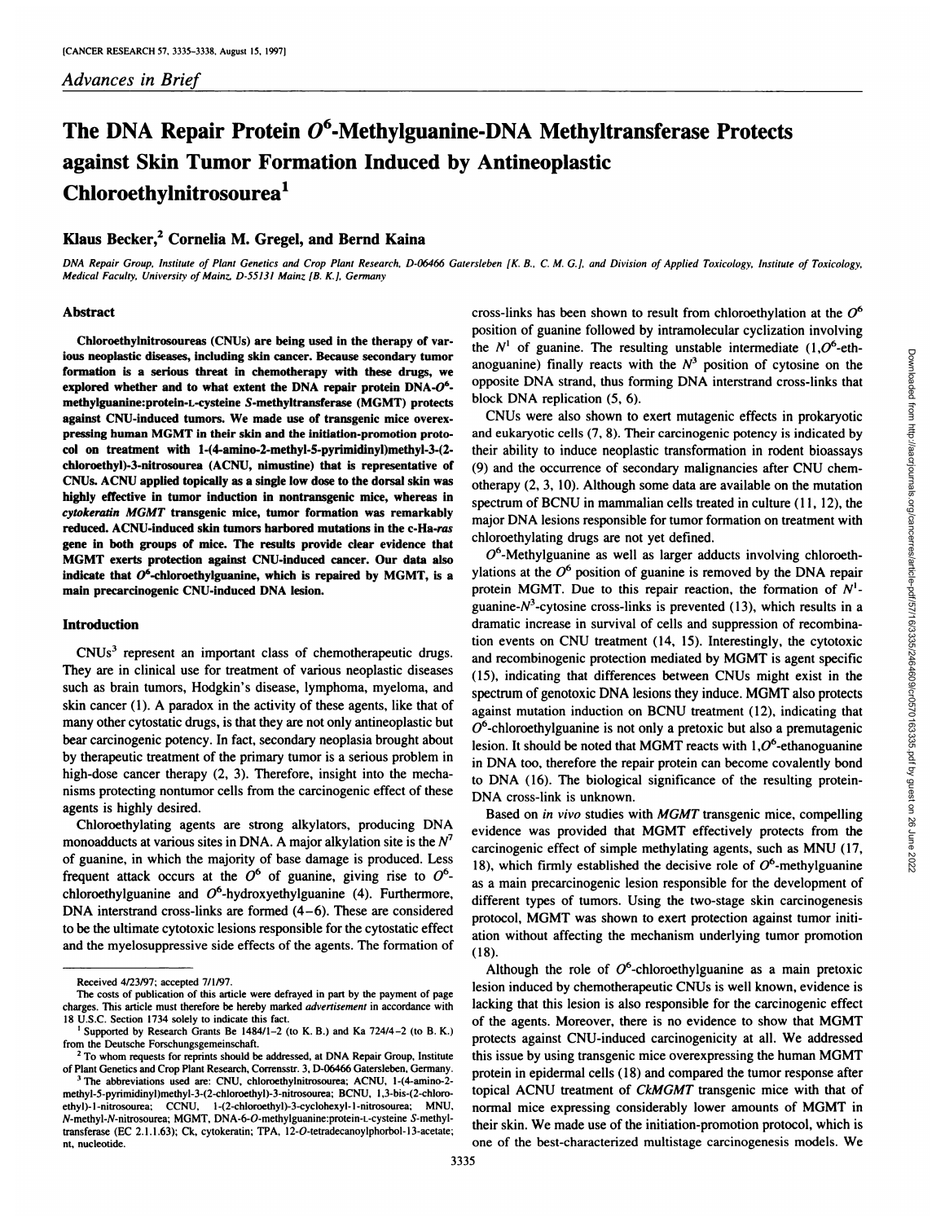*Advances in Brief*

# The DNA Repair Protein $O^6$-Methylguanine-DNA Methyltransferase Protects against Skin Tumor Formation Induced by Antineoplastic Chloroethylnitrosourea[1]

**Klaus Becker,[2] Cornelia M. Gregel, and Bernd Kaina**

*DNA Repair Group, Institute of Plant Genetics and Crop Plant Research, D-06466 Gatersleben [K. B., C. M. G.], and Division of Applied Toxicology, Institute of Toxicology, Medical Faculty, University of Mainz, D-55131 Mainz [B. K.], Germany*

## Abstract

**Chloroethylnitrosoureas (CNUs) are being used in the therapy of various neoplastic diseases, including skin cancer. Because secondary tumor formation is a serious threat in chemotherapy with these drugs, we explored whether and to what extent the DNA repair protein DNA-$O^6$-methylguanine:protein-L-cysteine S-methyltransferase (MGMT) protects against CNU-induced tumors. We made use of transgenic mice overexpressing human MGMT in their skin and the initiation-promotion protocol on treatment with 1-(4-amino-2-methyl-5-pyrimidinyl)methyl-3-(2-chloroethyl)-3-nitrosourea (ACNU, nimustine) that is representative of CNUs. ACNU applied topically as a single low dose to the dorsal skin was highly effective in tumor induction in nontransgenic mice, whereas in *cytokeratin MGMT* transgenic mice, tumor formation was remarkably reduced. ACNU-induced skin tumors harbored mutations in the c-Ha-*ras* gene in both groups of mice. The results provide clear evidence that MGMT exerts protection against CNU-induced cancer. Our data also indicate that $O^6$-chloroethylguanine, which is repaired by MGMT, is a main precarcinogenic CNU-induced DNA lesion.**

## Introduction

CNUs[3] represent an important class of chemotherapeutic drugs. They are in clinical use for treatment of various neoplastic diseases such as brain tumors, Hodgkin's disease, lymphoma, myeloma, and skin cancer (1). A paradox in the activity of these agents, like that of many other cytostatic drugs, is that they are not only antineoplastic but bear carcinogenic potency. In fact, secondary neoplasia brought about by therapeutic treatment of the primary tumor is a serious problem in high-dose cancer therapy (2, 3). Therefore, insight into the mechanisms protecting nontumor cells from the carcinogenic effect of these agents is highly desired.

Chloroethylating agents are strong alkylators, producing DNA monoadducts at various sites in DNA. A major alkylation site is the $N^7$ of guanine, in which the majority of base damage is produced. Less frequent attack occurs at the $O^6$ of guanine, giving rise to $O^6$-chloroethylguanine and $O^6$-hydroxyethylguanine (4). Furthermore, DNA interstrand cross-links are formed (4–6). These are considered to be the ultimate cytotoxic lesions responsible for the cytostatic effect and the myelosuppressive side effects of the agents. The formation of cross-links has been shown to result from chloroethylation at the $O^6$ position of guanine followed by intramolecular cyclization involving the $N^1$ of guanine. The resulting unstable intermediate (1,$O^6$-ethanoguanine) finally reacts with the $N^3$ position of cytosine on the opposite DNA strand, thus forming DNA interstrand cross-links that block DNA replication (5, 6).

CNUs were also shown to exert mutagenic effects in prokaryotic and eukaryotic cells (7, 8). Their carcinogenic potency is indicated by their ability to induce neoplastic transformation in rodent bioassays (9) and the occurrence of secondary malignancies after CNU chemotherapy (2, 3, 10). Although some data are available on the mutation spectrum of BCNU in mammalian cells treated in culture (11, 12), the major DNA lesions responsible for tumor formation on treatment with chloroethylating drugs are not yet defined.

$O^6$-Methylguanine as well as larger adducts involving chloroethylations at the $O^6$ position of guanine is removed by the DNA repair protein MGMT. Due to this repair reaction, the formation of $N^1$-guanine-$N^3$-cytosine cross-links is prevented (13), which results in a dramatic increase in survival of cells and suppression of recombination events on CNU treatment (14, 15). Interestingly, the cytotoxic and recombinogenic protection mediated by MGMT is agent specific (15), indicating that differences between CNUs might exist in the spectrum of genotoxic DNA lesions they induce. MGMT also protects against mutation induction on BCNU treatment (12), indicating that $O^6$-chloroethylguanine is not only a pretoxic but also a premutagenic lesion. It should be noted that MGMT reacts with 1,$O^6$-ethanoguanine in DNA too, therefore the repair protein can become covalently bond to DNA (16). The biological significance of the resulting protein-DNA cross-link is unknown.

Based on *in vivo* studies with *MGMT* transgenic mice, compelling evidence was provided that MGMT effectively protects from the carcinogenic effect of simple methylating agents, such as MNU (17, 18), which firmly established the decisive role of $O^6$-methylguanine as a main precarcinogenic lesion responsible for the development of different types of tumors. Using the two-stage skin carcinogenesis protocol, MGMT was shown to exert protection against tumor initiation without affecting the mechanism underlying tumor promotion (18).

Although the role of $O^6$-chloroethylguanine as a main pretoxic lesion induced by chemotherapeutic CNUs is well known, evidence is lacking that this lesion is also responsible for the carcinogenic effect of the agents. Moreover, there is no evidence to show that MGMT protects against CNU-induced carcinogenicity at all. We addressed this issue by using transgenic mice overexpressing the human MGMT protein in epidermal cells (18) and compared the tumor response after topical ACNU treatment of *CkMGMT* transgenic mice with that of normal mice expressing considerably lower amounts of MGMT in their skin. We made use of the initiation-promotion protocol, which is one of the best-characterized multistage carcinogenesis models. We

---

Received 4/23/97; accepted 7/1/97.

The costs of publication of this article were defrayed in part by the payment of page charges. This article must therefore be hereby marked *advertisement* in accordance with 18 U.S.C. Section 1734 solely to indicate this fact.

[1] Supported by Research Grants Be 1484/1-2 (to K. B.) and Ka 724/4-2 (to B. K.) from the Deutsche Forschungsgemeinschaft.

[2] To whom requests for reprints should be addressed, at DNA Repair Group, Institute of Plant Genetics and Crop Plant Research, Corrensstr. 3, D-06466 Gatersleben, Germany.

[3] The abbreviations used are: CNU, chloroethylnitrosourea; ACNU, 1-(4-amino-2-methyl-5-pyrimidinyl)methyl-3-(2-chloroethyl)-3-nitrosourea; BCNU, 1,3-bis-(2-chloroethyl)-1-nitrosourea; CCNU, 1-(2-chloroethyl)-3-cyclohexyl-1-nitrosourea; MNU, *N*-methyl-*N*-nitrosourea; MGMT, DNA-6-*O*-methylguanine:protein-L-cysteine *S*-methyltransferase (EC 2.1.1.63); Ck, cytokeratin; TPA, 12-*O*-tetradecanoylphorbol-13-acetate; nt, nucleotide.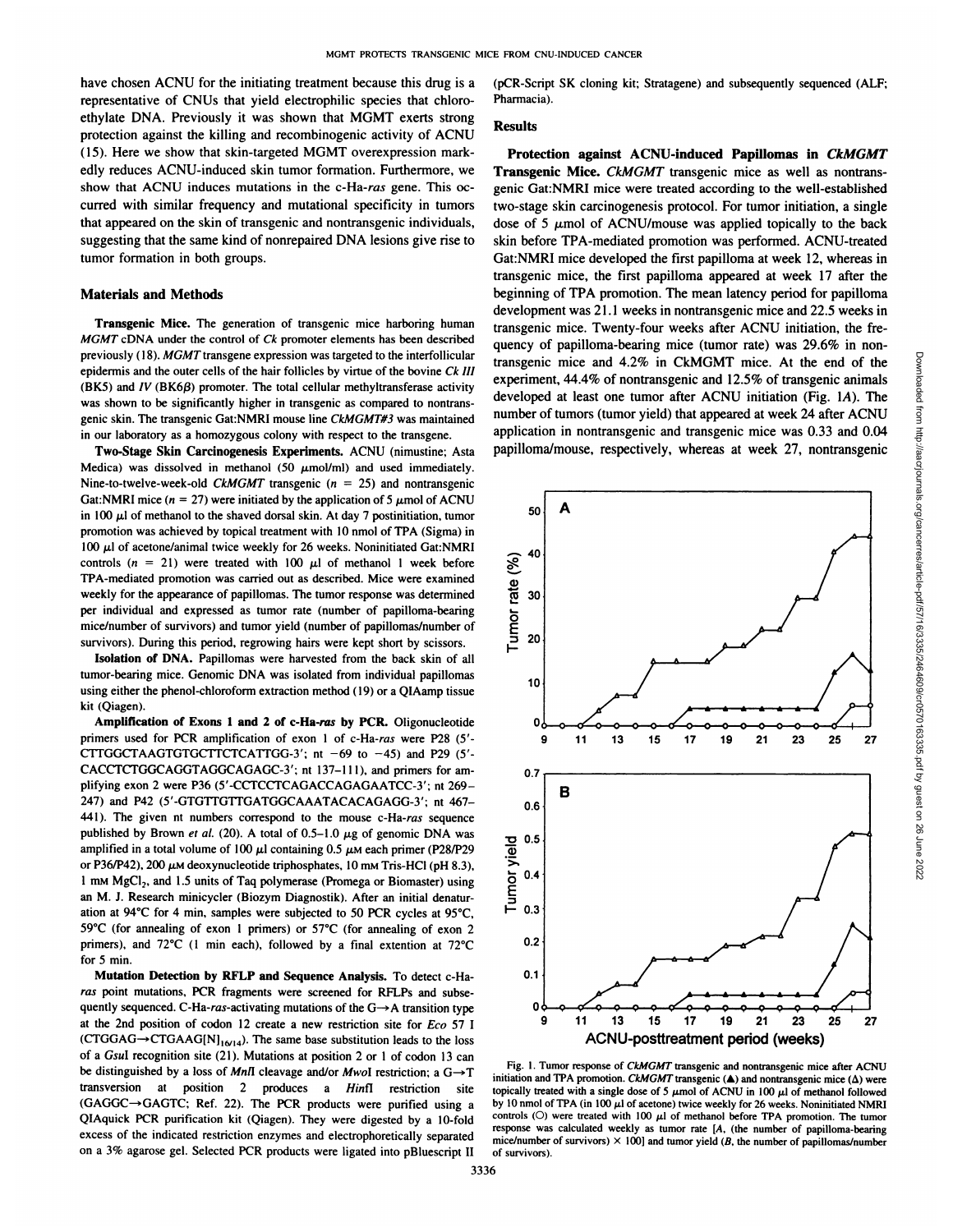have chosen ACNU for the initiating treatment because this drug is a representative of CNUs that yield electrophilic species that chloroethylate DNA. Previously it was shown that MGMT exerts strong protection against the killing and recombinogenic activity of ACNU (15). Here we show that skin-targeted MGMT overexpression markedly reduces ACNU-induced skin tumor formation. Furthermore, we show that ACNU induces mutations in the c-Ha-*ras* gene. This occurred with similar frequency and mutational specificity in tumors that appeared on the skin of transgenic and nontransgenic individuals, suggesting that the same kind of nonrepaired DNA lesions give rise to tumor formation in both groups.

## Materials and Methods

**Transgenic Mice.** The generation of transgenic mice harboring human *MGMT* cDNA under the control of *Ck* promoter elements has been described previously (18). *MGMT* transgene expression was targeted to the interfollicular epidermis and the outer cells of the hair follicles by virtue of the bovine *Ck III* (BK5) and *IV* (BK6β) promoter. The total cellular methyltransferase activity was shown to be significantly higher in transgenic as compared to nontransgenic skin. The transgenic Gat:NMRI mouse line *CkMGMT#3* was maintained in our laboratory as a homozygous colony with respect to the transgene.

**Two-Stage Skin Carcinogenesis Experiments.** ACNU (nimustine; Asta Medica) was dissolved in methanol (50 μmol/ml) and used immediately. Nine-to-twelve-week-old *CkMGMT* transgenic ($n = 25$) and nontransgenic Gat:NMRI mice ($n = 27$) were initiated by the application of 5 μmol of ACNU in 100 μl of methanol to the shaved dorsal skin. At day 7 postinitiation, tumor promotion was achieved by topical treatment with 10 nmol of TPA (Sigma) in 100 μl of acetone/animal twice weekly for 26 weeks. Noninitiated Gat:NMRI controls ($n = 21$) were treated with 100 μl of methanol 1 week before TPA-mediated promotion was carried out as described. Mice were examined weekly for the appearance of papillomas. The tumor response was determined per individual and expressed as tumor rate (number of papilloma-bearing mice/number of survivors) and tumor yield (number of papillomas/number of survivors). During this period, regrowing hairs were kept short by scissors.

**Isolation of DNA.** Papillomas were harvested from the back skin of all tumor-bearing mice. Genomic DNA was isolated from individual papillomas using either the phenol-chloroform extraction method (19) or a QIAamp tissue kit (Qiagen).

**Amplification of Exons 1 and 2 of c-Ha-*ras* by PCR.** Oligonucleotide primers used for PCR amplification of exon 1 of c-Ha-*ras* were P28 (5'-CTTGGCTAAGTGTGCTTCTCATTGG-3'; nt −69 to −45) and P29 (5'-CACCTCTGGCAGGTAGGCAGAGC-3'; nt 137–111), and primers for amplifying exon 2 were P36 (5'-CCTCCTCAGACCAGAGAATCC-3'; nt 269–247) and P42 (5'-GTGTTGTTGATGGCAAATACACAGAGG-3'; nt 467–441). The given nt numbers correspond to the mouse c-Ha-*ras* sequence published by Brown *et al.* (20). A total of 0.5–1.0 μg of genomic DNA was amplified in a total volume of 100 μl containing 0.5 μM each primer (P28/P29 or P36/P42), 200 μM deoxynucleotide triphosphates, 10 mM Tris-HCl (pH 8.3), 1 mM $MgCl_2$, and 1.5 units of Taq polymerase (Promega or Biomaster) using an M. J. Research minicycler (Biozym Diagnostik). After an initial denaturation at 94°C for 4 min, samples were subjected to 50 PCR cycles at 95°C, 59°C (for annealing of exon 1 primers) or 57°C (for annealing of exon 2 primers), and 72°C (1 min each), followed by a final extention at 72°C for 5 min.

**Mutation Detection by RFLP and Sequence Analysis.** To detect c-Ha-*ras* point mutations, PCR fragments were screened for RFLPs and subsequently sequenced. C-Ha-*ras*-activating mutations of the G→A transition type at the 2nd position of codon 12 create a new restriction site for *Eco* 57 I ($CTGGAG \rightarrow CTGAAG[N]_{16/14}$). The same base substitution leads to the loss of a *Gsu*I recognition site (21). Mutations at position 2 or 1 of codon 13 can be distinguished by a loss of *Mnl*I cleavage and/or *Mwo*I restriction; a G→T transversion at position 2 produces a *Hin*fI restriction site (GAGGC→GAGTC; Ref. 22). The PCR products were purified using a QIAquick PCR purification kit (Qiagen). They were digested by a 10-fold excess of the indicated restriction enzymes and electrophoretically separated on a 3% agarose gel. Selected PCR products were ligated into pBluescript II (pCR-Script SK cloning kit; Stratagene) and subsequently sequenced (ALF; Pharmacia).

## Results

**Protection against ACNU-induced Papillomas in *CkMGMT* Transgenic Mice.** *CkMGMT* transgenic mice as well as nontransgenic Gat:NMRI mice were treated according to the well-established two-stage skin carcinogenesis protocol. For tumor initiation, a single dose of 5 μmol of ACNU/mouse was applied topically to the back skin before TPA-mediated promotion was performed. ACNU-treated Gat:NMRI mice developed the first papilloma at week 12, whereas in transgenic mice, the first papilloma appeared at week 17 after the beginning of TPA promotion. The mean latency period for papilloma development was 21.1 weeks in nontransgenic mice and 22.5 weeks in transgenic mice. Twenty-four weeks after ACNU initiation, the frequency of papilloma-bearing mice (tumor rate) was 29.6% in nontransgenic mice and 4.2% in CkMGMT mice. At the end of the experiment, 44.4% of nontransgenic and 12.5% of transgenic animals developed at least one tumor after ACNU initiation (Fig. 1*A*). The number of tumors (tumor yield) that appeared at week 24 after ACNU application in nontransgenic and transgenic mice was 0.33 and 0.04 papilloma/mouse, respectively, whereas at week 27, nontransgenic

Fig. 1. Tumor response of *CkMGMT* transgenic and nontransgenic mice after ACNU initiation and TPA promotion. *CkMGMT* transgenic (▲) and nontransgenic mice (Δ) were topically treated with a single dose of 5 μmol of ACNU in 100 μl of methanol followed by 10 nmol of TPA (in 100 μl of acetone) twice weekly for 26 weeks. Noninitiated NMRI controls (○) were treated with 100 μl of methanol before TPA promotion. The tumor response was calculated weekly as tumor rate [*A*, (the number of papilloma-bearing mice/number of survivors) × 100] and tumor yield (*B*, the number of papillomas/number of survivors).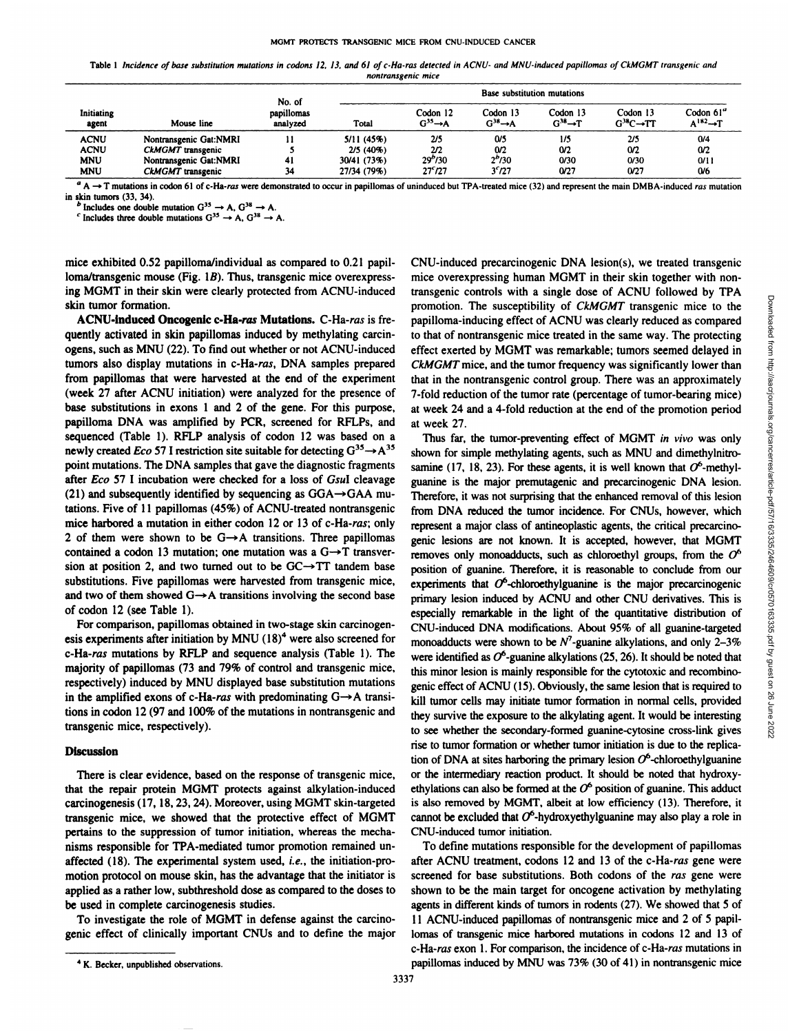Table 1 *Incidence of base substitution mutations in codons 12, 13, and 61 of c-Ha-ras detected in ACNU- and MNU-induced papillomas of CkMGMT transgenic and nontransgenic mice*

| Initiating agent | Mouse line | No. of papillomas analyzed | Base substitution mutations | | | | | |
|---|---|---|---|---|---|---|---|---|
| | | | Total | Codon 12 $G^{35}\rightarrow A$ | Codon 13 $G^{38}\rightarrow A$ | Codon 13 $G^{38}\rightarrow T$ | Codon 13 $G^{38}C\rightarrow TT$ | Codon 61[a] $A^{182}\rightarrow T$ |
| ACNU | Nontransgenic Gat:NMRI | 11 | 5/11 (45%) | 2/5 | 0/5 | 1/5 | 2/5 | 0/4 |
| ACNU | *CkMGMT* transgenic | 5 | 2/5 (40%) | 2/2 | 0/2 | 0/2 | 0/2 | 0/2 |
| MNU | Nontransgenic Gat:NMRI | 41 | 30/41 (73%) | 29[b]/30 | 2[b]/30 | 0/30 | 0/30 | 0/11 |
| MNU | *CkMGMT* transgenic | 34 | 27/34 (79%) | 27[c]/27 | 3[c]/27 | 0/27 | 0/27 | 0/6 |

[a] A → T mutations in codon 61 of c-Ha-*ras* were demonstrated to occur in papillomas of uninduced but TPA-treated mice (32) and represent the main DMBA-induced *ras* mutation in skin tumors (33, 34).

[b] Includes one double mutation $G^{35}\rightarrow A$, $G^{38}\rightarrow A$.

[c] Includes three double mutations $G^{35}\rightarrow A$, $G^{38}\rightarrow A$.

mice exhibited 0.52 papilloma/individual as compared to 0.21 papilloma/transgenic mouse (Fig. 1*B*). Thus, transgenic mice overexpressing MGMT in their skin were clearly protected from ACNU-induced skin tumor formation.

**ACNU-induced Oncogenic c-Ha-*ras* Mutations.** C-Ha-*ras* is frequently activated in skin papillomas induced by methylating carcinogens, such as MNU (22). To find out whether or not ACNU-induced tumors also display mutations in c-Ha-*ras*, DNA samples prepared from papillomas that were harvested at the end of the experiment (week 27 after ACNU initiation) were analyzed for the presence of base substitutions in exons 1 and 2 of the gene. For this purpose, papilloma DNA was amplified by PCR, screened for RFLPs, and sequenced (Table 1). RFLP analysis of codon 12 was based on a newly created *Eco* 57 I restriction site suitable for detecting $G^{35}\rightarrow A^{35}$ point mutations. The DNA samples that gave the diagnostic fragments after *Eco* 57 I incubation were checked for a loss of *Gsu*I cleavage (21) and subsequently identified by sequencing as GGA→GAA mutations. Five of 11 papillomas (45%) of ACNU-treated nontransgenic mice harbored a mutation in either codon 12 or 13 of c-Ha-*ras*; only 2 of them were shown to be G→A transitions. Three papillomas contained a codon 13 mutation; one mutation was a G→T transversion at position 2, and two turned out to be GC→TT tandem base substitutions. Five papillomas were harvested from transgenic mice, and two of them showed G→A transitions involving the second base of codon 12 (see Table 1).

For comparison, papillomas obtained in two-stage skin carcinogenesis experiments after initiation by MNU (18)[4] were also screened for c-Ha-*ras* mutations by RFLP and sequence analysis (Table 1). The majority of papillomas (73 and 79% of control and transgenic mice, respectively) induced by MNU displayed base substitution mutations in the amplified exons of c-Ha-*ras* with predominating G→A transitions in codon 12 (97 and 100% of the mutations in nontransgenic and transgenic mice, respectively).

## Discussion

There is clear evidence, based on the response of transgenic mice, that the repair protein MGMT protects against alkylation-induced carcinogenesis (17, 18, 23, 24). Moreover, using MGMT skin-targeted transgenic mice, we showed that the protective effect of MGMT pertains to the suppression of tumor initiation, whereas the mechanisms responsible for TPA-mediated tumor promotion remained unaffected (18). The experimental system used, *i.e.*, the initiation-promotion protocol on mouse skin, has the advantage that the initiator is applied as a rather low, subthreshold dose as compared to the doses to be used in complete carcinogenesis studies.

To investigate the role of MGMT in defense against the carcinogenic effect of clinically important CNUs and to define the major CNU-induced precarcinogenic DNA lesion(s), we treated transgenic mice overexpressing human MGMT in their skin together with nontransgenic controls with a single dose of ACNU followed by TPA promotion. The susceptibility of *CkMGMT* transgenic mice to the papilloma-inducing effect of ACNU was clearly reduced as compared to that of nontransgenic mice treated in the same way. The protecting effect exerted by MGMT was remarkable; tumors seemed delayed in *CkMGMT* mice, and the tumor frequency was significantly lower than that in the nontransgenic control group. There was an approximately 7-fold reduction of the tumor rate (percentage of tumor-bearing mice) at week 24 and a 4-fold reduction at the end of the promotion period at week 27.

Thus far, the tumor-preventing effect of MGMT *in vivo* was only shown for simple methylating agents, such as MNU and dimethylnitrosamine (17, 18, 23). For these agents, it is well known that $O^6$-methylguanine is the major premutagenic and precarcinogenic DNA lesion. Therefore, it was not surprising that the enhanced removal of this lesion from DNA reduced the tumor incidence. For CNUs, however, which represent a major class of antineoplastic agents, the critical precarcinogenic lesions are not known. It is accepted, however, that MGMT removes only monoadducts, such as chloroethyl groups, from the $O^6$ position of guanine. Therefore, it is reasonable to conclude from our experiments that $O^6$-chloroethylguanine is the major precarcinogenic primary lesion induced by ACNU and other CNU derivatives. This is especially remarkable in the light of the quantitative distribution of CNU-induced DNA modifications. About 95% of all guanine-targeted monoadducts were shown to be $N^7$-guanine alkylations, and only 2–3% were identified as $O^6$-guanine alkylations (25, 26). It should be noted that this minor lesion is mainly responsible for the cytotoxic and recombinogenic effect of ACNU (15). Obviously, the same lesion that is required to kill tumor cells may initiate tumor formation in normal cells, provided they survive the exposure to the alkylating agent. It would be interesting to see whether the secondary-formed guanine-cytosine cross-link gives rise to tumor formation or whether tumor initiation is due to the replication of DNA at sites harboring the primary lesion $O^6$-chloroethylguanine or the intermediary reaction product. It should be noted that hydroxyethylations can also be formed at the $O^6$ position of guanine. This adduct is also removed by MGMT, albeit at low efficiency (13). Therefore, it cannot be excluded that $O^6$-hydroxyethylguanine may also play a role in CNU-induced tumor initiation.

To define mutations responsible for the development of papillomas after ACNU treatment, codons 12 and 13 of the c-Ha-*ras* gene were screened for base substitutions. Both codons of the *ras* gene were shown to be the main target for oncogene activation by methylating agents in different kinds of tumors in rodents (27). We showed that 5 of 11 ACNU-induced papillomas of nontransgenic mice and 2 of 5 papillomas of transgenic mice harbored mutations in codons 12 and 13 of c-Ha-*ras* exon 1. For comparison, the incidence of c-Ha-*ras* mutations in papillomas induced by MNU was 73% (30 of 41) in nontransgenic mice

[4] K. Becker, unpublished observations.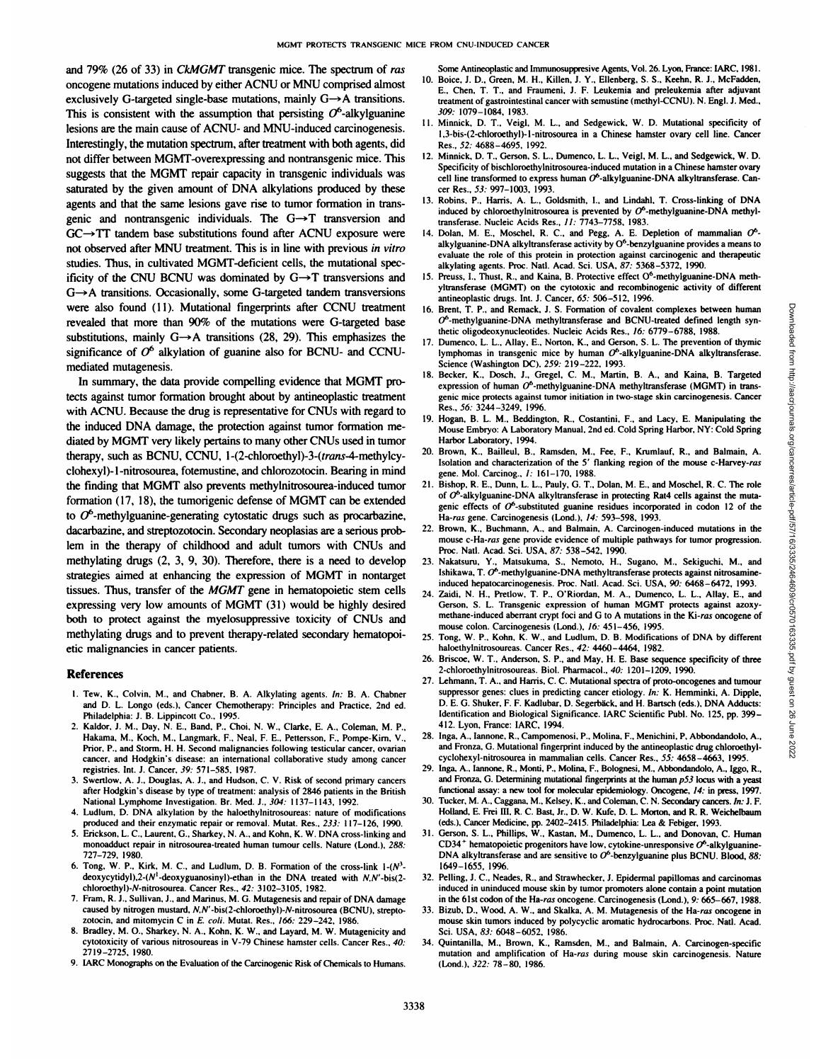and 79% (26 of 33) in *CkMGMT* transgenic mice. The spectrum of *ras* oncogene mutations induced by either ACNU or MNU comprised almost exclusively G-targeted single-base mutations, mainly G→A transitions. This is consistent with the assumption that persisting $O^6$-alkylguanine lesions are the main cause of ACNU- and MNU-induced carcinogenesis. Interestingly, the mutation spectrum, after treatment with both agents, did not differ between MGMT-overexpressing and nontransgenic mice. This suggests that the MGMT repair capacity in transgenic individuals was saturated by the given amount of DNA alkylations produced by these agents and that the same lesions gave rise to tumor formation in transgenic and nontransgenic individuals. The G→T transversion and GC→TT tandem base substitutions found after ACNU exposure were not observed after MNU treatment. This is in line with previous *in vitro* studies. Thus, in cultivated MGMT-deficient cells, the mutational specificity of the CNU BCNU was dominated by G→T transversions and G→A transitions. Occasionally, some G-targeted tandem transversions were also found (11). Mutational fingerprints after CCNU treatment revealed that more than 90% of the mutations were G-targeted base substitutions, mainly G→A transitions (28, 29). This emphasizes the significance of $O^6$ alkylation of guanine also for BCNU- and CCNU-mediated mutagenesis.

In summary, the data provide compelling evidence that MGMT protects against tumor formation brought about by antineoplastic treatment with ACNU. Because the drug is representative for CNUs with regard to the induced DNA damage, the protection against tumor formation mediated by MGMT very likely pertains to many other CNUs used in tumor therapy, such as BCNU, CCNU, 1-(2-chloroethyl)-3-(*trans*-4-methylcyclohexyl)-1-nitrosourea, fotemustine, and chlorozotocin. Bearing in mind the finding that MGMT also prevents methylnitrosourea-induced tumor formation (17, 18), the tumorigenic defense of MGMT can be extended to $O^6$-methylguanine-generating cytostatic drugs such as procarbazine, dacarbazine, and streptozotocin. Secondary neoplasias are a serious problem in the therapy of childhood and adult tumors with CNUs and methylating drugs (2, 3, 9, 30). Therefore, there is a need to develop strategies aimed at enhancing the expression of MGMT in nontarget tissues. Thus, transfer of the *MGMT* gene in hematopoietic stem cells expressing very low amounts of MGMT (31) would be highly desired both to protect against the myelosuppressive toxicity of CNUs and methylating drugs and to prevent therapy-related secondary hematopoietic malignancies in cancer patients.

## References

1. Tew, K., Colvin, M., and Chabner, B. A. Alkylating agents. *In:* B. A. Chabner and D. L. Longo (eds.), Cancer Chemotherapy: Principles and Practice, 2nd ed. Philadelphia: J. B. Lippincott Co., 1995.
2. Kaldor, J. M., Day, N. E., Band, P., Choi, N. W., Clarke, E. A., Coleman, M. P., Hakama, M., Koch, M., Langmark, F., Neal, F. E., Pettersson, F., Pompe-Kirn, V., Prior, P., and Storm, H. H. Second malignancies following testicular cancer, ovarian cancer, and Hodgkin's disease: an international collaborative study among cancer registries. Int. J. Cancer, *39:* 571–585, 1987.
3. Swerdlow, A. J., Douglas, A. J., and Hudson, C. V. Risk of second primary cancers after Hodgkin's disease by type of treatment: analysis of 2846 patients in the British National Lymphome Investigation. Br. Med. J., *304:* 1137–1143, 1992.
4. Ludlum, D. DNA alkylation by the haloethylnitrosoureas: nature of modifications produced and their enzymatic repair or removal. Mutat. Res., *233:* 117–126, 1990.
5. Erickson, L. C., Laurent, G., Sharkey, N. A., and Kohn, K. W. DNA cross-linking and monoadduct repair in nitrosourea-treated human tumour cells. Nature (Lond.), *288:* 727–729, 1980.
6. Tong, W. P., Kirk, M. C., and Ludlum, D. B. Formation of the cross-link 1-($N^3$-deoxycytidyl),2-($N^1$-deoxyguanosinyl)-ethan in the DNA treated with *N,N'*-bis(2-chloroethyl)-*N*-nitrosourea. Cancer Res., *42:* 3102–3105, 1982.
7. Fram, R. J., Sullivan, J., and Marinus, M. G. Mutagenesis and repair of DNA damage caused by nitrogen mustard, *N,N'*-bis(2-chloroethyl)-*N*-nitrosourea (BCNU), streptozotocin, and mitomycin C in *E. coli*. Mutat. Res., *166:* 229–242, 1986.
8. Bradley, M. O., Sharkey, N. A., Kohn, K. W., and Layard, M. W. Mutagenicity and cytotoxicity of various nitrosoureas in V-79 Chinese hamster cells. Cancer Res., *40:* 2719–2725, 1980.
9. IARC Monographs on the Evaluation of the Carcinogenic Risk of Chemicals to Humans. Some Antineoplastic and Immunosuppresive Agents, Vol. 26. Lyon, France: IARC, 1981.
10. Boice, J. D., Green, M. H., Killen, J. Y., Ellenberg, S. S., Keehn, R. J., McFadden, E., Chen, T. T., and Fraumeni, J. F. Leukemia and preleukemia after adjuvant treatment of gastrointestinal cancer with semustine (methyl-CCNU). N. Engl. J. Med., *309:* 1079–1084, 1983.
11. Minnick, D. T., Veigl, M. L., and Sedgewick, W. D. Mutational specificity of 1,3-bis-(2-chloroethyl)-1-nitrosourea in a Chinese hamster ovary cell line. Cancer Res., *52:* 4688–4695, 1992.
12. Minnick, D. T., Gerson, S. L., Dumenco, L. L., Veigl, M. L., and Sedgewick, W. D. Specificity of bischloroethylnitrosourea-induced mutation in a Chinese hamster ovary cell line transformed to express human $O^6$-alkylguanine-DNA alkyltransferase. Cancer Res., *53:* 997–1003, 1993.
13. Robins, P., Harris, A. L., Goldsmith, I., and Lindahl, T. Cross-linking of DNA induced by chloroethylnitrosourea is prevented by $O^6$-methylguanine-DNA methyltransferase. Nucleic Acids Res., *11:* 7743–7758, 1983.
14. Dolan, M. E., Moschel, R. C., and Pegg, A. E. Depletion of mammalian $O^6$-alkylguanine-DNA alkyltransferase activity by $O^6$-benzylguanine provides a means to evaluate the role of this protein in protection against carcinogenic and therapeutic alkylating agents. Proc. Natl. Acad. Sci. USA, *87:* 5368–5372, 1990.
15. Preuss, I., Thust, R., and Kaina, B. Protective effect $O^6$-methylguanine-DNA methyltransferase (MGMT) on the cytotoxic and recombinogenic activity of different antineoplastic drugs. Int. J. Cancer, *65:* 506–512, 1996.
16. Brent, T. P., and Remack, J. S. Formation of covalent complexes between human $O^6$-methylguanine-DNA methyltransferase and BCNU-treated defined length synthetic oligodeoxynucleotides. Nucleic Acids Res., *16:* 6779–6788, 1988.
17. Dumenco, L. L., Allay, E., Norton, K., and Gerson, S. L. The prevention of thymic lymphomas in transgenic mice by human $O^6$-alkylguanine-DNA alkyltransferase. Science (Washington DC), *259:* 219–222, 1993.
18. Becker, K., Dosch, J., Gregel, C. M., Martin, B. A., and Kaina, B. Targeted expression of human $O^6$-methylguanine-DNA methyltransferase (MGMT) in transgenic mice protects against tumor initiation in two-stage skin carcinogenesis. Cancer Res., *56:* 3244–3249, 1996.
19. Hogan, B. L. M., Beddington, R., Costantini, F., and Lacy, E. Manipulating the Mouse Embryo: A Laboratory Manual, 2nd ed. Cold Spring Harbor, NY: Cold Spring Harbor Laboratory, 1994.
20. Brown, K., Bailleul, B., Ramsden, M., Fee, F., Krumlauf, R., and Balmain, A. Isolation and characterization of the 5' flanking region of the mouse c-Harvey-*ras* gene. Mol. Carcinog., *1:* 161–170, 1988.
21. Bishop, R. E., Dunn, L. L., Pauly, G. T., Dolan, M. E., and Moschel, R. C. The role of $O^6$-alkylguanine-DNA alkyltransferase in protecting Rat4 cells against the mutagenic effects of $O^6$-substituted guanine residues incorporated in codon 12 of the Ha-*ras* gene. Carcinogenesis (Lond.), *14:* 593–598, 1993.
22. Brown, K., Buchmann, A., and Balmain, A. Carcinogen-induced mutations in the mouse c-Ha-*ras* gene provide evidence of multiple pathways for tumor progression. Proc. Natl. Acad. Sci. USA, *87:* 538–542, 1990.
23. Nakatsuru, Y., Matsukuma, S., Nemoto, H., Sugano, M., Sekiguchi, M., and Ishikawa, T. $O^6$-methylguanine-DNA methyltransferase protects against nitrosamine-induced hepatocarcinogenesis. Proc. Natl. Acad. Sci. USA, *90:* 6468–6472, 1993.
24. Zaidi, N. H., Pretlow, T. P., O'Riordan, M. A., Dumenco, L. L., Allay, E., and Gerson, S. L. Transgenic expression of human MGMT protects against azoxymethane-induced aberrant crypt foci and G to A mutations in the Ki-*ras* oncogene of mouse colon. Carcinogenesis (Lond.), *16:* 451–456, 1995.
25. Tong, W. P., Kohn, K. W., and Ludlum, D. B. Modifications of DNA by different haloethylnitrosoureas. Cancer Res., *42:* 4460–4464, 1982.
26. Briscoe, W. T., Anderson, S. P., and May, H. E. Base sequence specificity of three 2-chloroethylnitrosoureas. Biol. Pharmacol., *40:* 1201–1209, 1990.
27. Lehmann, T. A., and Harris, C. C. Mutational spectra of proto-oncogenes and tumour suppressor genes: clues in predicting cancer etiology. *In:* K. Hemminki, A. Dipple, D. E. G. Shuker, F. F. Kadlubar, D. Segerbäck, and H. Bartsch (eds.), DNA Adducts: Identification and Biological Significance. IARC Scientific Publ. No. 125, pp. 399–412. Lyon, France: IARC, 1994.
28. Inga, A., Iannone, R., Campomenosi, P., Molina, F., Menichini, P., Abbondandolo, A., and Fronza, G. Mutational fingerprint induced by the antineoplastic drug chloroethylcyclohexyl-nitrosourea in mammalian cells. Cancer Res., *55:* 4658–4663, 1995.
29. Inga, A., Iannone, R., Monti, P., Molina, F., Bolognesi, M., Abbondandolo, A., Iggo, R., and Fronza, G. Determining mutational fingerprints at the human *p53* locus with a yeast functional assay: a new tool for molecular epidemiology. Oncogene, *14:* in press, 1997.
30. Tucker, M. A., Caggana, M., Kelsey, K., and Coleman, C. N. Secondary cancers. *In:* J. F. Holland, E. Frei III, R. C. Bast, Jr., D. W. Kufe, D. L. Morton, and R. R. Weichelbaum (eds.), Cancer Medicine, pp. 2402–2415. Philadelphia: Lea & Febiger, 1993.
31. Gerson, S. L., Phillips, W., Kastan, M., Dumenco, L. L., and Donovan, C. Human CD34[+] hematopoietic progenitors have low, cytokine-unresponsive $O^6$-alkylguanine-DNA alkyltransferase and are sensitive to $O^6$-benzylguanine plus BCNU. Blood, *88:* 1649–1655, 1996.
32. Pelling, J. C., Neades, R., and Strawhecker, J. Epidermal papillomas and carcinomas induced in uninduced mouse skin by tumor promoters alone contain a point mutation in the 61st codon of the Ha-*ras* oncogene. Carcinogenesis (Lond.), *9:* 665–667, 1988.
33. Bizub, D., Wood, A. W., and Skalka, A. M. Mutagenesis of the Ha-*ras* oncogene in mouse skin tumors induced by polycyclic aromatic hydrocarbons. Proc. Natl. Acad. Sci. USA, *83:* 6048–6052, 1986.
34. Quintanilla, M., Brown, K., Ramsden, M., and Balmain, A. Carcinogen-specific mutation and amplification of Ha-*ras* during mouse skin carcinogenesis. Nature (Lond.), *322:* 78–80, 1986.